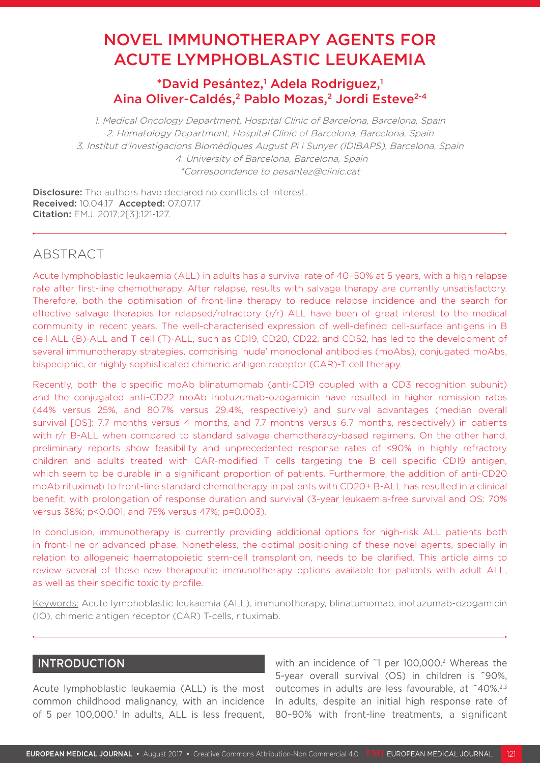# NOVEL IMMUNOTHERAPY AGENTS FOR ACUTE LYMPHOBLASTIC LEUKAEMIA

**\*David Pesántez,[1] Adela Rodriguez,[1] Aina Oliver-Caldés,[2] Pablo Mozas,[2] Jordi Esteve[2-4]**

*1. Medical Oncology Department, Hospital Clínic of Barcelona, Barcelona, Spain*
*2. Hematology Department, Hospital Clínic of Barcelona, Barcelona, Spain*
*3. Institut d'Investigacions Biomèdiques August Pi i Sunyer (IDIBAPS), Barcelona, Spain*
*4. University of Barcelona, Barcelona, Spain*
*\*Correspondence to pesantez@clinic.cat*

**Disclosure:** The authors have declared no conflicts of interest.
**Received:** 10.04.17 **Accepted:** 07.07.17
**Citation:** EMJ. 2017;2[3]:121-127.

## ABSTRACT

Acute lymphoblastic leukaemia (ALL) in adults has a survival rate of 40–50% at 5 years, with a high relapse rate after first-line chemotherapy. After relapse, results with salvage therapy are currently unsatisfactory. Therefore, both the optimisation of front-line therapy to reduce relapse incidence and the search for effective salvage therapies for relapsed/refractory (r/r) ALL have been of great interest to the medical community in recent years. The well-characterised expression of well-defined cell-surface antigens in B cell ALL (B)-ALL and T cell (T)-ALL, such as CD19, CD20, CD22, and CD52, has led to the development of several immunotherapy strategies, comprising 'nude' monoclonal antibodies (moAbs), conjugated moAbs, bispeciphic, or highly sophisticated chimeric antigen receptor (CAR)-T cell therapy.

Recently, both the bispecific moAb blinatumomab (anti-CD19 coupled with a CD3 recognition subunit) and the conjugated anti-CD22 moAb inotuzumab-ozogamicin have resulted in higher remission rates (44% versus 25%, and 80.7% versus 29.4%, respectively) and survival advantages (median overall survival [OS]: 7.7 months versus 4 months, and 7.7 months versus 6.7 months, respectively) in patients with r/r B-ALL when compared to standard salvage chemotherapy-based regimens. On the other hand, preliminary reports show feasibility and unprecedented response rates of ≤90% in highly refractory children and adults treated with CAR-modified T cells targeting the B cell specific CD19 antigen, which seem to be durable in a significant proportion of patients. Furthermore, the addition of anti-CD20 moAb rituximab to front-line standard chemotherapy in patients with CD20+ B-ALL has resulted in a clinical benefit, with prolongation of response duration and survival (3-year leukaemia-free survival and OS: 70% versus 38%; $p<0.001$, and 75% versus 47%; $p=0.003$).

In conclusion, immunotherapy is currently providing additional options for high-risk ALL patients both in front-line or advanced phase. Nonetheless, the optimal positioning of these novel agents, specially in relation to allogeneic haematopoietic stem-cell transplantation, needs to be clarified. This article aims to review several of these new therapeutic immunotherapy options available for patients with adult ALL, as well as their specific toxicity profile.

Keywords: Acute lymphoblastic leukaemia (ALL), immunotherapy, blinatumomab, inotuzumab-ozogamicin (IO), chimeric antigen receptor (CAR) T-cells, rituximab.

## INTRODUCTION

Acute lymphoblastic leukaemia (ALL) is the most common childhood malignancy, with an incidence of 5 per 100,000.[1] In adults, ALL is less frequent, with an incidence of ~1 per 100,000.[2] Whereas the 5-year overall survival (OS) in children is ~90%, outcomes in adults are less favourable, at ~40%.[2,3] In adults, despite an initial high response rate of 80–90% with front-line treatments, a significant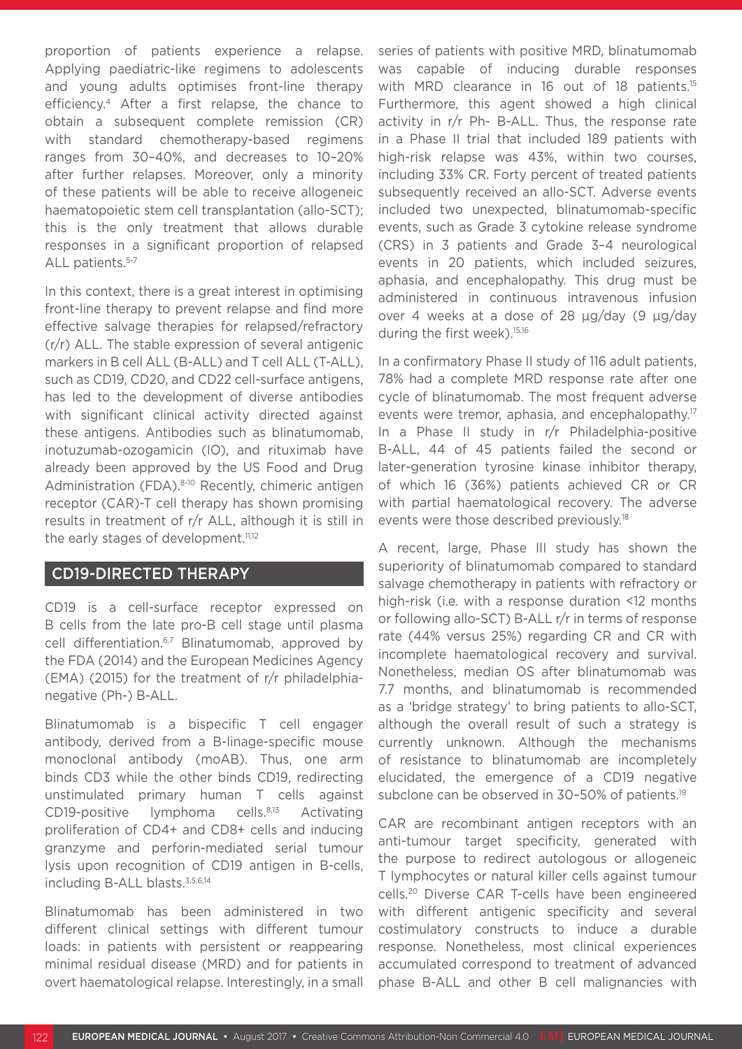proportion of patients experience a relapse. Applying paediatric-like regimens to adolescents and young adults optimises front-line therapy efficiency.[4] After a first relapse, the chance to obtain a subsequent complete remission (CR) with standard chemotherapy-based regimens ranges from 30–40%, and decreases to 10–20% after further relapses. Moreover, only a minority of these patients will be able to receive allogeneic haematopoietic stem cell transplantation (allo-SCT); this is the only treatment that allows durable responses in a significant proportion of relapsed ALL patients.[5-7]

In this context, there is a great interest in optimising front-line therapy to prevent relapse and find more effective salvage therapies for relapsed/refractory (r/r) ALL. The stable expression of several antigenic markers in B cell ALL (B-ALL) and T cell ALL (T-ALL), such as CD19, CD20, and CD22 cell-surface antigens, has led to the development of diverse antibodies with significant clinical activity directed against these antigens. Antibodies such as blinatumomab, inotuzumab-ozogamicin (IO), and rituximab have already been approved by the US Food and Drug Administration (FDA).[8-10] Recently, chimeric antigen receptor (CAR)-T cell therapy has shown promising results in treatment of r/r ALL, although it is still in the early stages of development.[11,12]

## CD19-DIRECTED THERAPY

CD19 is a cell-surface receptor expressed on B cells from the late pro-B cell stage until plasma cell differentiation.[6,7] Blinatumomab, approved by the FDA (2014) and the European Medicines Agency (EMA) (2015) for the treatment of r/r philadelphia-negative (Ph-) B-ALL.

Blinatumomab is a bispecific T cell engager antibody, derived from a B-linage-specific mouse monoclonal antibody (moAB). Thus, one arm binds CD3 while the other binds CD19, redirecting unstimulated primary human T cells against CD19-positive lymphoma cells.[8,13] Activating proliferation of CD4+ and CD8+ cells and inducing granzyme and perforin-mediated serial tumour lysis upon recognition of CD19 antigen in B-cells, including B-ALL blasts.[3,5,6,14]

Blinatumomab has been administered in two different clinical settings with different tumour loads: in patients with persistent or reappearing minimal residual disease (MRD) and for patients in overt haematological relapse. Interestingly, in a small series of patients with positive MRD, blinatumomab was capable of inducing durable responses with MRD clearance in 16 out of 18 patients.[15] Furthermore, this agent showed a high clinical activity in r/r Ph- B-ALL. Thus, the response rate in a Phase II trial that included 189 patients with high-risk relapse was 43%, within two courses, including 33% CR. Forty percent of treated patients subsequently received an allo-SCT. Adverse events included two unexpected, blinatumomab-specific events, such as Grade 3 cytokine release syndrome (CRS) in 3 patients and Grade 3–4 neurological events in 20 patients, which included seizures, aphasia, and encephalopathy. This drug must be administered in continuous intravenous infusion over 4 weeks at a dose of 28 µg/day (9 µg/day during the first week).[15,16]

In a confirmatory Phase II study of 116 adult patients, 78% had a complete MRD response rate after one cycle of blinatumomab. The most frequent adverse events were tremor, aphasia, and encephalopathy.[17] In a Phase II study in r/r Philadelphia-positive B-ALL, 44 of 45 patients failed the second or later-generation tyrosine kinase inhibitor therapy, of which 16 (36%) patients achieved CR or CR with partial haematological recovery. The adverse events were those described previously.[18]

A recent, large, Phase III study has shown the superiority of blinatumomab compared to standard salvage chemotherapy in patients with refractory or high-risk (i.e. with a response duration <12 months or following allo-SCT) B-ALL r/r in terms of response rate (44% versus 25%) regarding CR and CR with incomplete haematological recovery and survival. Nonetheless, median OS after blinatumomab was 7.7 months, and blinatumomab is recommended as a 'bridge strategy' to bring patients to allo-SCT, although the overall result of such a strategy is currently unknown. Although the mechanisms of resistance to blinatumomab are incompletely elucidated, the emergence of a CD19 negative subclone can be observed in 30–50% of patients.[19]

CAR are recombinant antigen receptors with an anti-tumour target specificity, generated with the purpose to redirect autologous or allogeneic T lymphocytes or natural killer cells against tumour cells.[20] Diverse CAR T-cells have been engineered with different antigenic specificity and several costimulatory constructs to induce a durable response. Nonetheless, most clinical experiences accumulated correspond to treatment of advanced phase B-ALL and other B cell malignancies with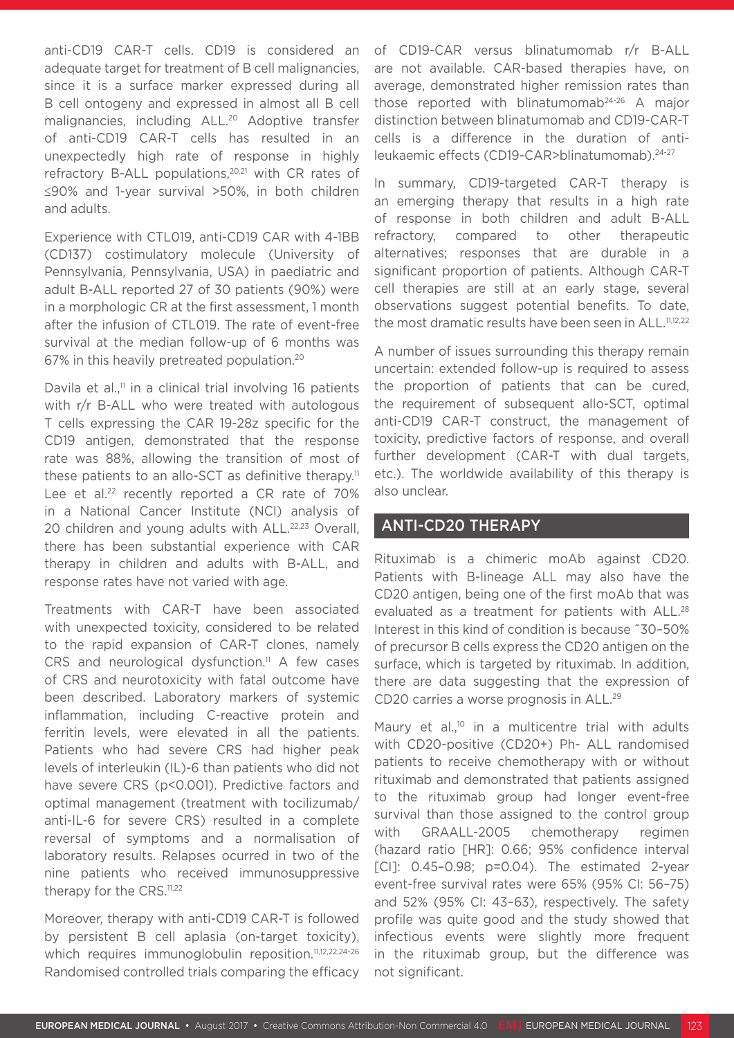anti-CD19 CAR-T cells. CD19 is considered an adequate target for treatment of B cell malignancies, since it is a surface marker expressed during all B cell ontogeny and expressed in almost all B cell malignancies, including ALL.[20] Adoptive transfer of anti-CD19 CAR-T cells has resulted in an unexpectedly high rate of response in highly refractory B-ALL populations,[20,21] with CR rates of ≤90% and 1-year survival >50%, in both children and adults.

Experience with CTL019, anti-CD19 CAR with 4-1BB (CD137) costimulatory molecule (University of Pennsylvania, Pennsylvania, USA) in paediatric and adult B-ALL reported 27 of 30 patients (90%) were in a morphologic CR at the first assessment, 1 month after the infusion of CTL019. The rate of event-free survival at the median follow-up of 6 months was 67% in this heavily pretreated population.[20]

Davila et al.,[11] in a clinical trial involving 16 patients with r/r B-ALL who were treated with autologous T cells expressing the CAR 19-28z specific for the CD19 antigen, demonstrated that the response rate was 88%, allowing the transition of most of these patients to an allo-SCT as definitive therapy.[11] Lee et al.[22] recently reported a CR rate of 70% in a National Cancer Institute (NCI) analysis of 20 children and young adults with ALL.[22,23] Overall, there has been substantial experience with CAR therapy in children and adults with B-ALL, and response rates have not varied with age.

Treatments with CAR-T have been associated with unexpected toxicity, considered to be related to the rapid expansion of CAR-T clones, namely CRS and neurological dysfunction.[11] A few cases of CRS and neurotoxicity with fatal outcome have been described. Laboratory markers of systemic inflammation, including C-reactive protein and ferritin levels, were elevated in all the patients. Patients who had severe CRS had higher peak levels of interleukin (IL)-6 than patients who did not have severe CRS (p<0.001). Predictive factors and optimal management (treatment with tocilizumab/anti-IL-6 for severe CRS) resulted in a complete reversal of symptoms and a normalisation of laboratory results. Relapses ocurred in two of the nine patients who received immunosuppressive therapy for the CRS.[11,22]

Moreover, therapy with anti-CD19 CAR-T is followed by persistent B cell aplasia (on-target toxicity), which requires immunoglobulin reposition.[11,12,22,24-26] Randomised controlled trials comparing the efficacy of CD19-CAR versus blinatumomab r/r B-ALL are not available. CAR-based therapies have, on average, demonstrated higher remission rates than those reported with blinatumomab[24-26] A major distinction between blinatumomab and CD19-CAR-T cells is a difference in the duration of anti-leukaemic effects (CD19-CAR>blinatumomab).[24-27]

In summary, CD19-targeted CAR-T therapy is an emerging therapy that results in a high rate of response in both children and adult B-ALL refractory, compared to other therapeutic alternatives; responses that are durable in a significant proportion of patients. Although CAR-T cell therapies are still at an early stage, several observations suggest potential benefits. To date, the most dramatic results have been seen in ALL.[11,12,22]

A number of issues surrounding this therapy remain uncertain: extended follow-up is required to assess the proportion of patients that can be cured, the requirement of subsequent allo-SCT, optimal anti-CD19 CAR-T construct, the management of toxicity, predictive factors of response, and overall further development (CAR-T with dual targets, etc.). The worldwide availability of this therapy is also unclear.

## ANTI-CD20 THERAPY

Rituximab is a chimeric moAb against CD20. Patients with B-lineage ALL may also have the CD20 antigen, being one of the first moAb that was evaluated as a treatment for patients with ALL.[28] Interest in this kind of condition is because ˜30–50% of precursor B cells express the CD20 antigen on the surface, which is targeted by rituximab. In addition, there are data suggesting that the expression of CD20 carries a worse prognosis in ALL.[29]

Maury et al.,[10] in a multicentre trial with adults with CD20-positive (CD20+) Ph- ALL randomised patients to receive chemotherapy with or without rituximab and demonstrated that patients assigned to the rituximab group had longer event-free survival than those assigned to the control group with GRAALL-2005 chemotherapy regimen (hazard ratio [HR]: 0.66; 95% confidence interval [CI]: 0.45–0.98; p=0.04). The estimated 2-year event-free survival rates were 65% (95% CI: 56–75) and 52% (95% CI: 43–63), respectively. The safety profile was quite good and the study showed that infectious events were slightly more frequent in the rituximab group, but the difference was not significant.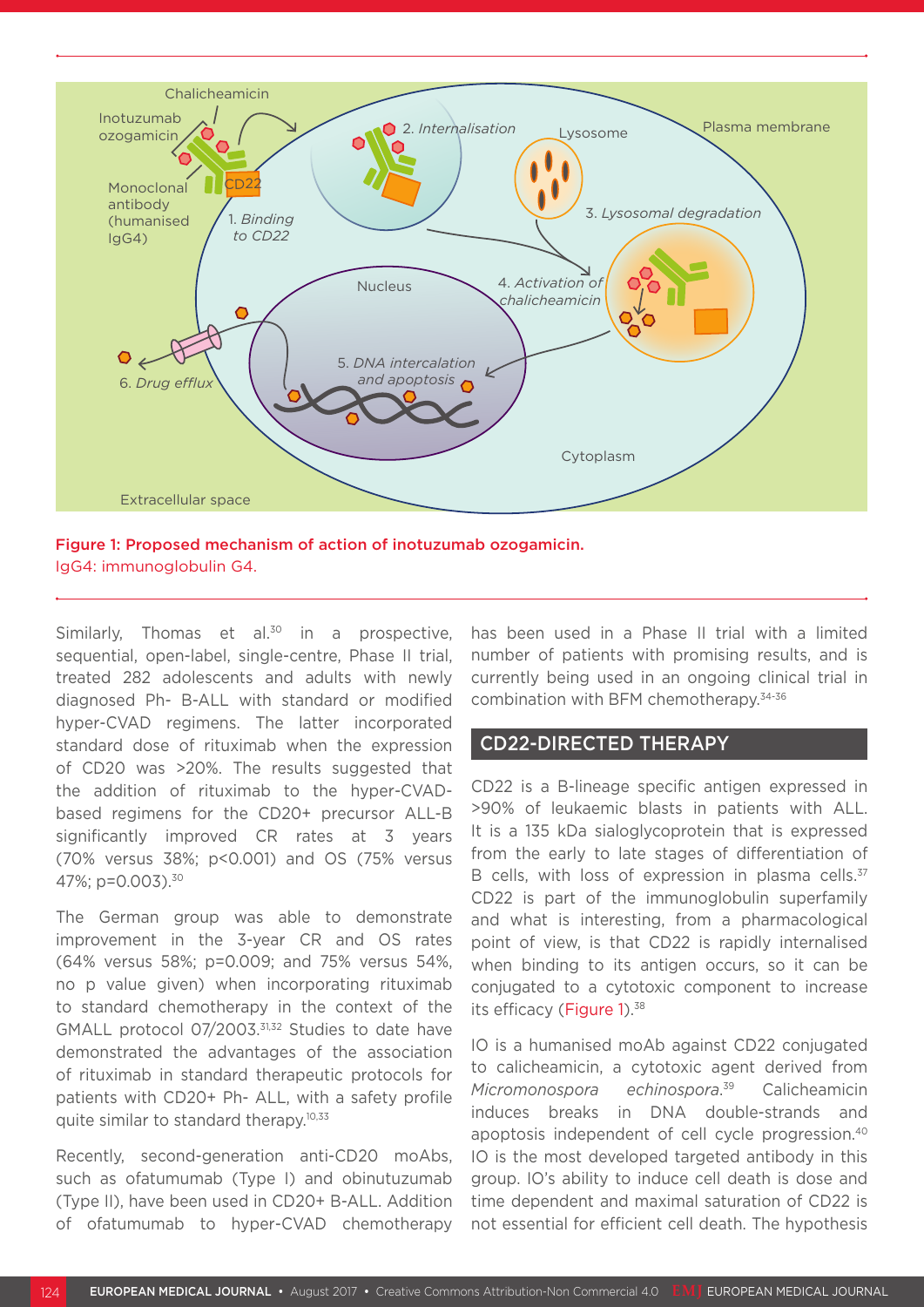Figure 1: Proposed mechanism of action of inotuzumab ozogamicin.
IgG4: immunoglobulin G4.

Similarly, Thomas et al.[30] in a prospective, sequential, open-label, single-centre, Phase II trial, treated 282 adolescents and adults with newly diagnosed Ph- B-ALL with standard or modified hyper-CVAD regimens. The latter incorporated standard dose of rituximab when the expression of CD20 was >20%. The results suggested that the addition of rituximab to the hyper-CVAD-based regimens for the CD20+ precursor ALL-B significantly improved CR rates at 3 years (70% versus 38%; p<0.001) and OS (75% versus 47%; p=0.003).[30]

The German group was able to demonstrate improvement in the 3-year CR and OS rates (64% versus 58%; p=0.009; and 75% versus 54%, no p value given) when incorporating rituximab to standard chemotherapy in the context of the GMALL protocol 07/2003.[31,32] Studies to date have demonstrated the advantages of the association of rituximab in standard therapeutic protocols for patients with CD20+ Ph- ALL, with a safety profile quite similar to standard therapy.[10,33]

Recently, second-generation anti-CD20 moAbs, such as ofatumumab (Type I) and obinutuzumab (Type II), have been used in CD20+ B-ALL. Addition of ofatumumab to hyper-CVAD chemotherapy has been used in a Phase II trial with a limited number of patients with promising results, and is currently being used in an ongoing clinical trial in combination with BFM chemotherapy.[34-36]

## CD22-DIRECTED THERAPY

CD22 is a B-lineage specific antigen expressed in >90% of leukaemic blasts in patients with ALL. It is a 135 kDa sialoglycoprotein that is expressed from the early to late stages of differentiation of B cells, with loss of expression in plasma cells.[37] CD22 is part of the immunoglobulin superfamily and what is interesting, from a pharmacological point of view, is that CD22 is rapidly internalised when binding to its antigen occurs, so it can be conjugated to a cytotoxic component to increase its efficacy (Figure 1).[38]

IO is a humanised moAb against CD22 conjugated to calicheamicin, a cytotoxic agent derived from *Micromonospora echinospora*.[39] Calicheamicin induces breaks in DNA double-strands and apoptosis independent of cell cycle progression.[40] IO is the most developed targeted antibody in this group. IO's ability to induce cell death is dose and time dependent and maximal saturation of CD22 is not essential for efficient cell death. The hypothesis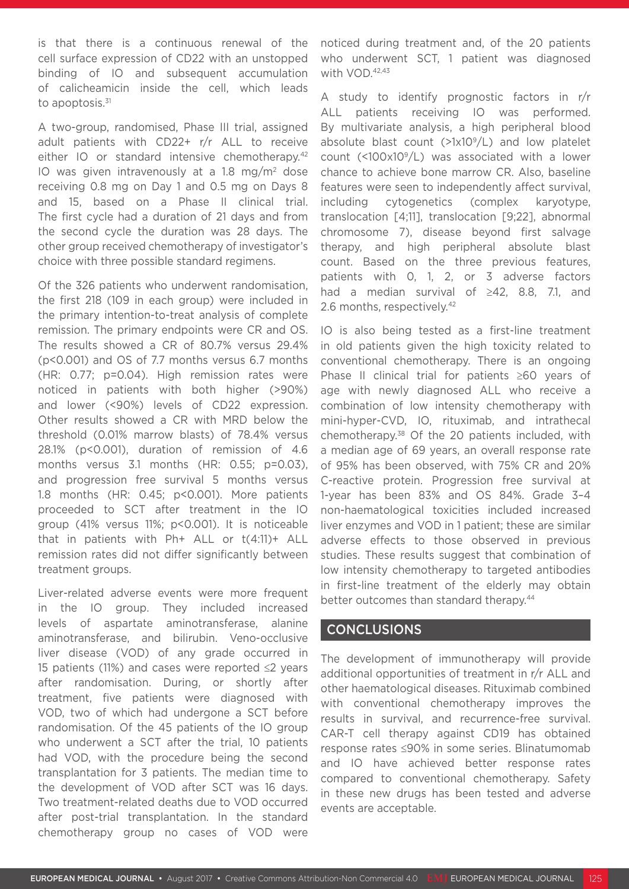is that there is a continuous renewal of the cell surface expression of CD22 with an unstopped binding of IO and subsequent accumulation of calicheamicin inside the cell, which leads to apoptosis.[31]

A two-group, randomised, Phase III trial, assigned adult patients with CD22+ r/r ALL to receive either IO or standard intensive chemotherapy.[42] IO was given intravenously at a 1.8 mg/m$^2$ dose receiving 0.8 mg on Day 1 and 0.5 mg on Days 8 and 15, based on a Phase II clinical trial. The first cycle had a duration of 21 days and from the second cycle the duration was 28 days. The other group received chemotherapy of investigator's choice with three possible standard regimens.

Of the 326 patients who underwent randomisation, the first 218 (109 in each group) were included in the primary intention-to-treat analysis of complete remission. The primary endpoints were CR and OS. The results showed a CR of 80.7% versus 29.4% ($p<0.001$) and OS of 7.7 months versus 6.7 months (HR: 0.77; $p=0.04$). High remission rates were noticed in patients with both higher (>90%) and lower (<90%) levels of CD22 expression. Other results showed a CR with MRD below the threshold (0.01% marrow blasts) of 78.4% versus 28.1% ($p<0.001$), duration of remission of 4.6 months versus 3.1 months (HR: 0.55; $p=0.03$), and progression free survival 5 months versus 1.8 months (HR: 0.45; $p<0.001$). More patients proceeded to SCT after treatment in the IO group (41% versus 11%; $p<0.001$). It is noticeable that in patients with Ph+ ALL or t(4:11)+ ALL remission rates did not differ significantly between treatment groups.

Liver-related adverse events were more frequent in the IO group. They included increased levels of aspartate aminotransferase, alanine aminotransferase, and bilirubin. Veno-occlusive liver disease (VOD) of any grade occurred in 15 patients (11%) and cases were reported ≤2 years after randomisation. During, or shortly after treatment, five patients were diagnosed with VOD, two of which had undergone a SCT before randomisation. Of the 45 patients of the IO group who underwent a SCT after the trial, 10 patients had VOD, with the procedure being the second transplantation for 3 patients. The median time to the development of VOD after SCT was 16 days. Two treatment-related deaths due to VOD occurred after post-trial transplantation. In the standard chemotherapy group no cases of VOD were noticed during treatment and, of the 20 patients who underwent SCT, 1 patient was diagnosed with VOD.[42,43]

A study to identify prognostic factors in r/r ALL patients receiving IO was performed. By multivariate analysis, a high peripheral blood absolute blast count (>1x10$^9$/L) and low platelet count (<100x10$^9$/L) was associated with a lower chance to achieve bone marrow CR. Also, baseline features were seen to independently affect survival, including cytogenetics (complex karyotype, translocation [4;11], translocation [9;22], abnormal chromosome 7), disease beyond first salvage therapy, and high peripheral absolute blast count. Based on the three previous features, patients with 0, 1, 2, or 3 adverse factors had a median survival of ≥42, 8.8, 7.1, and 2.6 months, respectively.[42]

IO is also being tested as a first-line treatment in old patients given the high toxicity related to conventional chemotherapy. There is an ongoing Phase II clinical trial for patients ≥60 years of age with newly diagnosed ALL who receive a combination of low intensity chemotherapy with mini-hyper-CVD, IO, rituximab, and intrathecal chemotherapy.[38] Of the 20 patients included, with a median age of 69 years, an overall response rate of 95% has been observed, with 75% CR and 20% C-reactive protein. Progression free survival at 1-year has been 83% and OS 84%. Grade 3–4 non-haematological toxicities included increased liver enzymes and VOD in 1 patient; these are similar adverse effects to those observed in previous studies. These results suggest that combination of low intensity chemotherapy to targeted antibodies in first-line treatment of the elderly may obtain better outcomes than standard therapy.[44]

## CONCLUSIONS

The development of immunotherapy will provide additional opportunities of treatment in r/r ALL and other haematological diseases. Rituximab combined with conventional chemotherapy improves the results in survival, and recurrence-free survival. CAR-T cell therapy against CD19 has obtained response rates ≤90% in some series. Blinatumomab and IO have achieved better response rates compared to conventional chemotherapy. Safety in these new drugs has been tested and adverse events are acceptable.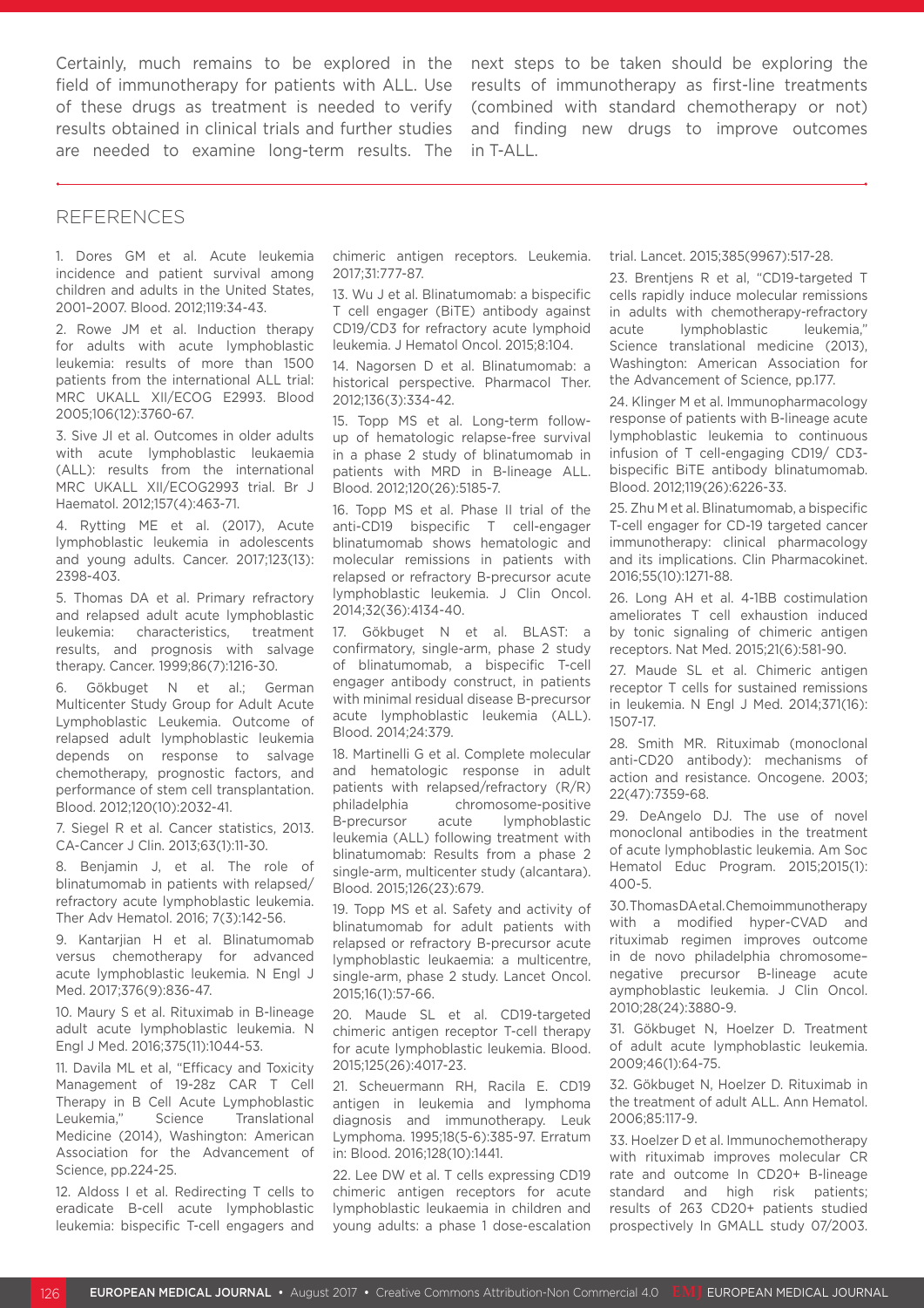Certainly, much remains to be explored in the field of immunotherapy for patients with ALL. Use of these drugs as treatment is needed to verify results obtained in clinical trials and further studies are needed to examine long-term results. The next steps to be taken should be exploring the results of immunotherapy as first-line treatments (combined with standard chemotherapy or not) and finding new drugs to improve outcomes in T-ALL.

## REFERENCES

1. Dores GM et al. Acute leukemia incidence and patient survival among children and adults in the United States, 2001–2007. Blood. 2012;119:34-43.

2. Rowe JM et al. Induction therapy for adults with acute lymphoblastic leukemia: results of more than 1500 patients from the international ALL trial: MRC UKALL XII/ECOG E2993. Blood 2005;106(12):3760-67.

3. Sive JI et al. Outcomes in older adults with acute lymphoblastic leukaemia (ALL): results from the international MRC UKALL XII/ECOG2993 trial. Br J Haematol. 2012;157(4):463-71.

4. Rytting ME et al. (2017), Acute lymphoblastic leukemia in adolescents and young adults. Cancer. 2017;123(13): 2398-403.

5. Thomas DA et al. Primary refractory and relapsed adult acute lymphoblastic leukemia: characteristics, treatment results, and prognosis with salvage therapy. Cancer. 1999;86(7):1216-30.

6. Gökbuget N et al.; German Multicenter Study Group for Adult Acute Lymphoblastic Leukemia. Outcome of relapsed adult lymphoblastic leukemia depends on response to salvage chemotherapy, prognostic factors, and performance of stem cell transplantation. Blood. 2012;120(10):2032-41.

7. Siegel R et al. Cancer statistics, 2013. CA-Cancer J Clin. 2013;63(1):11-30.

8. Benjamin J, et al. The role of blinatumomab in patients with relapsed/refractory acute lymphoblastic leukemia. Ther Adv Hematol. 2016; 7(3):142-56.

9. Kantarjian H et al. Blinatumomab versus chemotherapy for advanced acute lymphoblastic leukemia. N Engl J Med. 2017;376(9):836-47.

10. Maury S et al. Rituximab in B-lineage adult acute lymphoblastic leukemia. N Engl J Med. 2016;375(11):1044-53.

11. Davila ML et al, "Efficacy and Toxicity Management of 19-28z CAR T Cell Therapy in B Cell Acute Lymphoblastic Leukemia," Science Translational Medicine (2014), Washington: American Association for the Advancement of Science, pp.224-25.

12. Aldoss I et al. Redirecting T cells to eradicate B-cell acute lymphoblastic leukemia: bispecific T-cell engagers and chimeric antigen receptors. Leukemia. 2017;31:777-87.

13. Wu J et al. Blinatumomab: a bispecific T cell engager (BiTE) antibody against CD19/CD3 for refractory acute lymphoid leukemia. J Hematol Oncol. 2015;8:104.

14. Nagorsen D et al. Blinatumomab: a historical perspective. Pharmacol Ther. 2012;136(3):334-42.

15. Topp MS et al. Long-term follow-up of hematologic relapse-free survival in a phase 2 study of blinatumomab in patients with MRD in B-lineage ALL. Blood. 2012;120(26):5185-7.

16. Topp MS et al. Phase II trial of the anti-CD19 bispecific T cell-engager blinatumomab shows hematologic and molecular remissions in patients with relapsed or refractory B-precursor acute lymphoblastic leukemia. J Clin Oncol. 2014;32(36):4134-40.

17. Gökbuget N et al. BLAST: a confirmatory, single-arm, phase 2 study of blinatumomab, a bispecific T-cell engager antibody construct, in patients with minimal residual disease B-precursor acute lymphoblastic leukemia (ALL). Blood. 2014;24:379.

18. Martinelli G et al. Complete molecular and hematologic response in adult patients with relapsed/refractory (R/R) philadelphia chromosome-positive B-precursor acute lymphoblastic leukemia (ALL) following treatment with blinatumomab: Results from a phase 2 single-arm, multicenter study (alcantara). Blood. 2015;126(23):679.

19. Topp MS et al. Safety and activity of blinatumomab for adult patients with relapsed or refractory B-precursor acute lymphoblastic leukaemia: a multicentre, single-arm, phase 2 study. Lancet Oncol. 2015;16(1):57-66.

20. Maude SL et al. CD19-targeted chimeric antigen receptor T-cell therapy for acute lymphoblastic leukemia. Blood. 2015;125(26):4017-23.

21. Scheuermann RH, Racila E. CD19 antigen in leukemia and lymphoma diagnosis and immunotherapy. Leuk Lymphoma. 1995;18(5-6):385-97. Erratum in: Blood. 2016;128(10):1441.

22. Lee DW et al. T cells expressing CD19 chimeric antigen receptors for acute lymphoblastic leukaemia in children and young adults: a phase 1 dose-escalation trial. Lancet. 2015;385(9967):517-28.

23. Brentjens R et al, "CD19-targeted T cells rapidly induce molecular remissions in adults with chemotherapy-refractory acute lymphoblastic leukemia," Science translational medicine (2013), Washington: American Association for the Advancement of Science, pp.177.

24. Klinger M et al. Immunopharmacology response of patients with B-lineage acute lymphoblastic leukemia to continuous infusion of T cell-engaging CD19/ CD3-bispecific BiTE antibody blinatumomab. Blood. 2012;119(26):6226-33.

25. Zhu M et al. Blinatumomab, a bispecific T-cell engager for CD-19 targeted cancer immunotherapy: clinical pharmacology and its implications. Clin Pharmacokinet. 2016;55(10):1271-88.

26. Long AH et al. 4-1BB costimulation ameliorates T cell exhaustion induced by tonic signaling of chimeric antigen receptors. Nat Med. 2015;21(6):581-90.

27. Maude SL et al. Chimeric antigen receptor T cells for sustained remissions in leukemia. N Engl J Med. 2014;371(16): 1507-17.

28. Smith MR. Rituximab (monoclonal anti-CD20 antibody): mechanisms of action and resistance. Oncogene. 2003; 22(47):7359-68.

29. DeAngelo DJ. The use of novel monoclonal antibodies in the treatment of acute lymphoblastic leukemia. Am Soc Hematol Educ Program. 2015;2015(1): 400-5.

30. Thomas DA et al. Chemoimmunotherapy with a modified hyper-CVAD and rituximab regimen improves outcome in de novo philadelphia chromosome–negative precursor B-lineage acute aymphoblastic leukemia. J Clin Oncol. 2010;28(24):3880-9.

31. Gökbuget N, Hoelzer D. Treatment of adult acute lymphoblastic leukemia. 2009;46(1):64-75.

32. Gökbuget N, Hoelzer D. Rituximab in the treatment of adult ALL. Ann Hematol. 2006;85:117-9.

33. Hoelzer D et al. Immunochemotherapy with rituximab improves molecular CR rate and outcome In CD20+ B-lineage standard and high risk patients; results of 263 CD20+ patients studied prospectively In GMALL study 07/2003.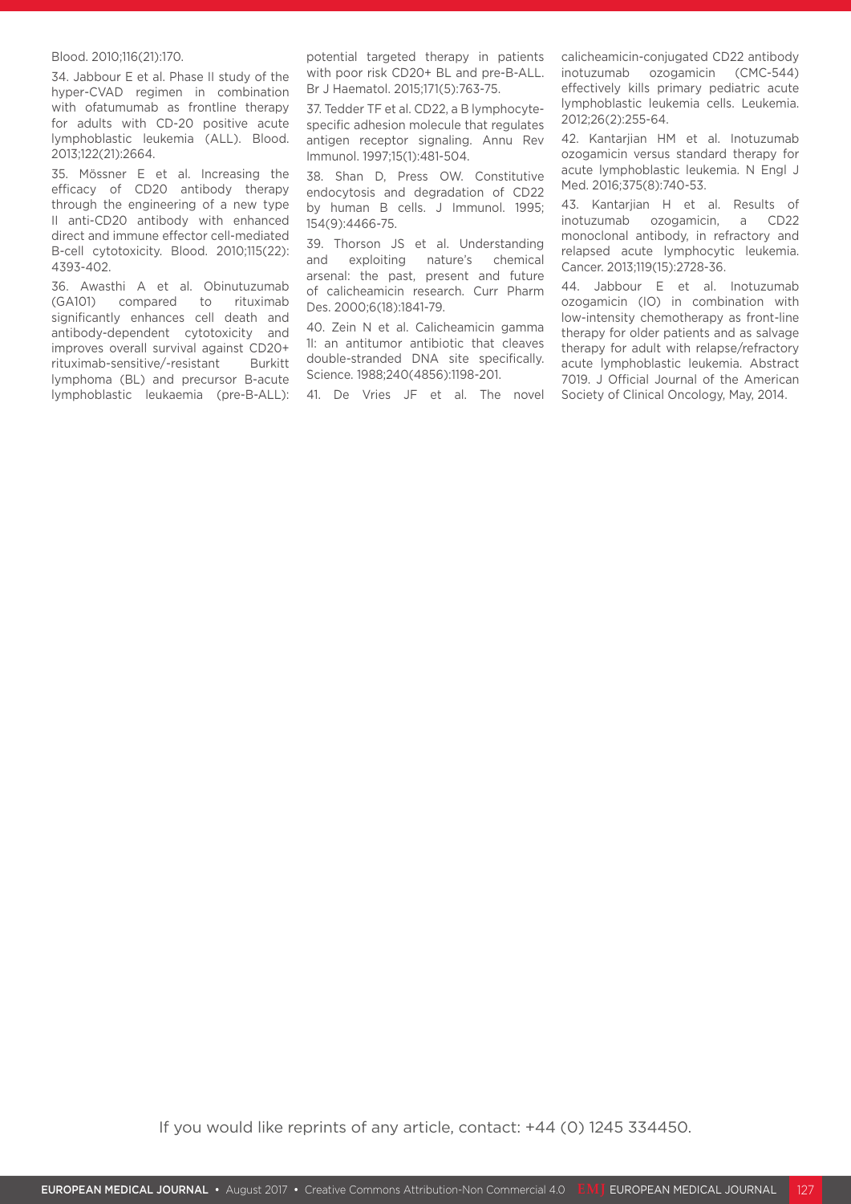Blood. 2010;116(21):170.

34. Jabbour E et al. Phase II study of the hyper-CVAD regimen in combination with ofatumumab as frontline therapy for adults with CD-20 positive acute lymphoblastic leukemia (ALL). Blood. 2013;122(21):2664.

35. Mössner E et al. Increasing the efficacy of CD20 antibody therapy through the engineering of a new type II anti-CD20 antibody with enhanced direct and immune effector cell-mediated B-cell cytotoxicity. Blood. 2010;115(22): 4393-402.

36. Awasthi A et al. Obinutuzumab (GA101) compared to rituximab significantly enhances cell death and antibody-dependent cytotoxicity and improves overall survival against CD20+ rituximab-sensitive/-resistant Burkitt lymphoma (BL) and precursor B-acute lymphoblastic leukaemia (pre-B-ALL): potential targeted therapy in patients with poor risk CD20+ BL and pre-B-ALL. Br J Haematol. 2015;171(5):763-75.

37. Tedder TF et al. CD22, a B lymphocyte-specific adhesion molecule that regulates antigen receptor signaling. Annu Rev Immunol. 1997;15(1):481-504.

38. Shan D, Press OW. Constitutive endocytosis and degradation of CD22 by human B cells. J Immunol. 1995; 154(9):4466-75.

39. Thorson JS et al. Understanding and exploiting nature's chemical arsenal: the past, present and future of calicheamicin research. Curr Pharm Des. 2000;6(18):1841-79.

40. Zein N et al. Calicheamicin gamma 1I: an antitumor antibiotic that cleaves double-stranded DNA site specifically. Science. 1988;240(4856):1198-201.

41. De Vries JF et al. The novel calicheamicin-conjugated CD22 antibody inotuzumab ozogamicin (CMC-544) effectively kills primary pediatric acute lymphoblastic leukemia cells. Leukemia. 2012;26(2):255-64.

42. Kantarjian HM et al. Inotuzumab ozogamicin versus standard therapy for acute lymphoblastic leukemia. N Engl J Med. 2016;375(8):740-53.

43. Kantarjian H et al. Results of inotuzumab ozogamicin, a CD22 monoclonal antibody, in refractory and relapsed acute lymphocytic leukemia. Cancer. 2013;119(15):2728-36.

44. Jabbour E et al. Inotuzumab ozogamicin (IO) in combination with low-intensity chemotherapy as front-line therapy for older patients and as salvage therapy for adult with relapse/refractory acute lymphoblastic leukemia. Abstract 7019. J Official Journal of the American Society of Clinical Oncology, May, 2014.

If you would like reprints of any article, contact: +44 (0) 1245 334450.